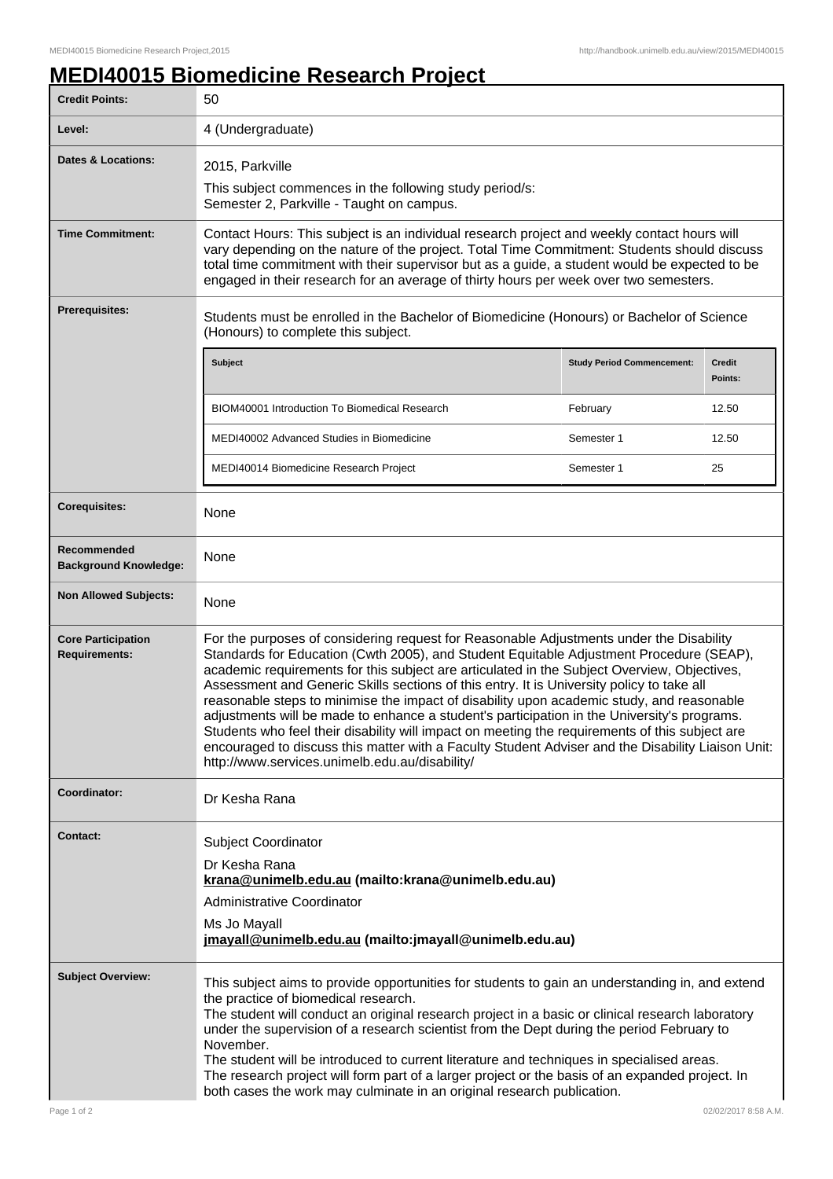# MEDI40015 Biomedicine Research Project

| | |
|---|---|
| **Credit Points:** | 50 |
| **Level:** | 4 (Undergraduate) |
| **Dates & Locations:** | 2015, Parkville<br>This subject commences in the following study period/s:<br>Semester 2, Parkville - Taught on campus. |
| **Time Commitment:** | Contact Hours: This subject is an individual research project and weekly contact hours will vary depending on the nature of the project. Total Time Commitment: Students should discuss total time commitment with their supervisor but as a guide, a student would be expected to be engaged in their research for an average of thirty hours per week over two semesters. |
| **Prerequisites:** | Students must be enrolled in the Bachelor of Biomedicine (Honours) or Bachelor of Science (Honours) to complete this subject. |

| Subject | Study Period Commencement: | Credit Points: |
|---|---|---|
| BIOM40001 Introduction To Biomedical Research | February | 12.50 |
| MEDI40002 Advanced Studies in Biomedicine | Semester 1 | 12.50 |
| MEDI40014 Biomedicine Research Project | Semester 1 | 25 |

| | |
|---|---|
| **Corequisites:** | None |
| **Recommended Background Knowledge:** | None |
| **Non Allowed Subjects:** | None |
| **Core Participation Requirements:** | For the purposes of considering request for Reasonable Adjustments under the Disability Standards for Education (Cwth 2005), and Student Equitable Adjustment Procedure (SEAP), academic requirements for this subject are articulated in the Subject Overview, Objectives, Assessment and Generic Skills sections of this entry. It is University policy to take all reasonable steps to minimise the impact of disability upon academic study, and reasonable adjustments will be made to enhance a student's participation in the University's programs. Students who feel their disability will impact on meeting the requirements of this subject are encouraged to discuss this matter with a Faculty Student Adviser and the Disability Liaison Unit: http://www.services.unimelb.edu.au/disability/ |
| **Coordinator:** | Dr Kesha Rana |
| **Contact:** | Subject Coordinator<br>Dr Kesha Rana<br>**krana@unimelb.edu.au (mailto:krana@unimelb.edu.au)**<br>Administrative Coordinator<br>Ms Jo Mayall<br>**jmayall@unimelb.edu.au (mailto:jmayall@unimelb.edu.au)** |
| **Subject Overview:** | This subject aims to provide opportunities for students to gain an understanding in, and extend the practice of biomedical research.<br>The student will conduct an original research project in a basic or clinical research laboratory under the supervision of a research scientist from the Dept during the period February to November.<br>The student will be introduced to current literature and techniques in specialised areas.<br>The research project will form part of a larger project or the basis of an expanded project. In both cases the work may culminate in an original research publication. |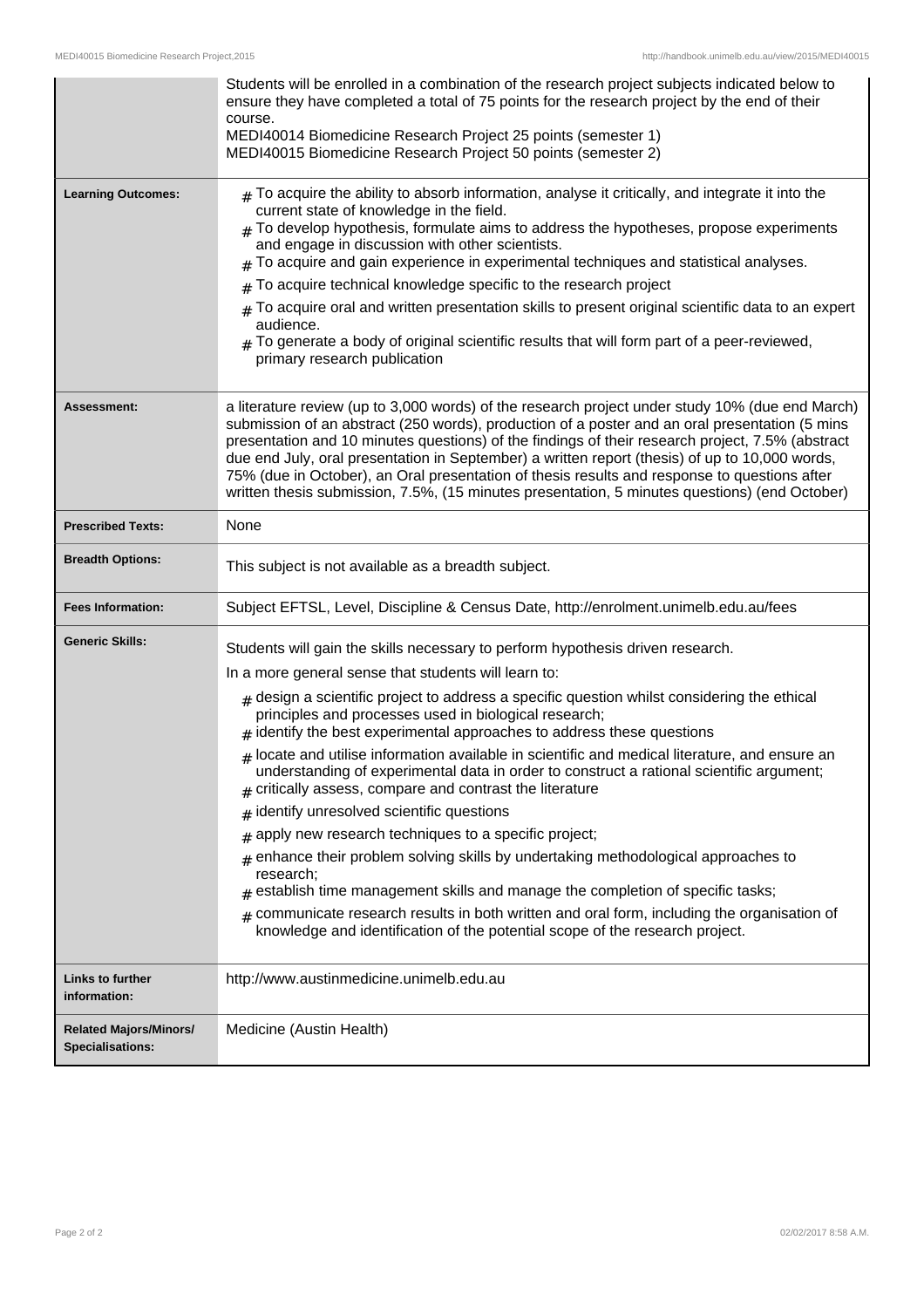| | |
|---|---|
| | Students will be enrolled in a combination of the research project subjects indicated below to ensure they have completed a total of 75 points for the research project by the end of their course.<br>MEDI40014 Biomedicine Research Project 25 points (semester 1)<br>MEDI40015 Biomedicine Research Project 50 points (semester 2) |
| **Learning Outcomes:** | # To acquire the ability to absorb information, analyse it critically, and integrate it into the current state of knowledge in the field.<br># To develop hypothesis, formulate aims to address the hypotheses, propose experiments and engage in discussion with other scientists.<br># To acquire and gain experience in experimental techniques and statistical analyses.<br># To acquire technical knowledge specific to the research project<br># To acquire oral and written presentation skills to present original scientific data to an expert audience.<br># To generate a body of original scientific results that will form part of a peer-reviewed, primary research publication |
| **Assessment:** | a literature review (up to 3,000 words) of the research project under study 10% (due end March) submission of an abstract (250 words), production of a poster and an oral presentation (5 mins presentation and 10 minutes questions) of the findings of their research project, 7.5% (abstract due end July, oral presentation in September) a written report (thesis) of up to 10,000 words, 75% (due in October), an Oral presentation of thesis results and response to questions after written thesis submission, 7.5%, (15 minutes presentation, 5 minutes questions) (end October) |
| **Prescribed Texts:** | None |
| **Breadth Options:** | This subject is not available as a breadth subject. |
| **Fees Information:** | Subject EFTSL, Level, Discipline & Census Date, http://enrolment.unimelb.edu.au/fees |
| **Generic Skills:** | Students will gain the skills necessary to perform hypothesis driven research.<br>In a more general sense that students will learn to:<br># design a scientific project to address a specific question whilst considering the ethical principles and processes used in biological research;<br># identify the best experimental approaches to address these questions<br># locate and utilise information available in scientific and medical literature, and ensure an understanding of experimental data in order to construct a rational scientific argument;<br># critically assess, compare and contrast the literature<br># identify unresolved scientific questions<br># apply new research techniques to a specific project;<br># enhance their problem solving skills by undertaking methodological approaches to research;<br># establish time management skills and manage the completion of specific tasks;<br># communicate research results in both written and oral form, including the organisation of knowledge and identification of the potential scope of the research project. |
| **Links to further information:** | http://www.austinmedicine.unimelb.edu.au |
| **Related Majors/Minors/ Specialisations:** | Medicine (Austin Health) |